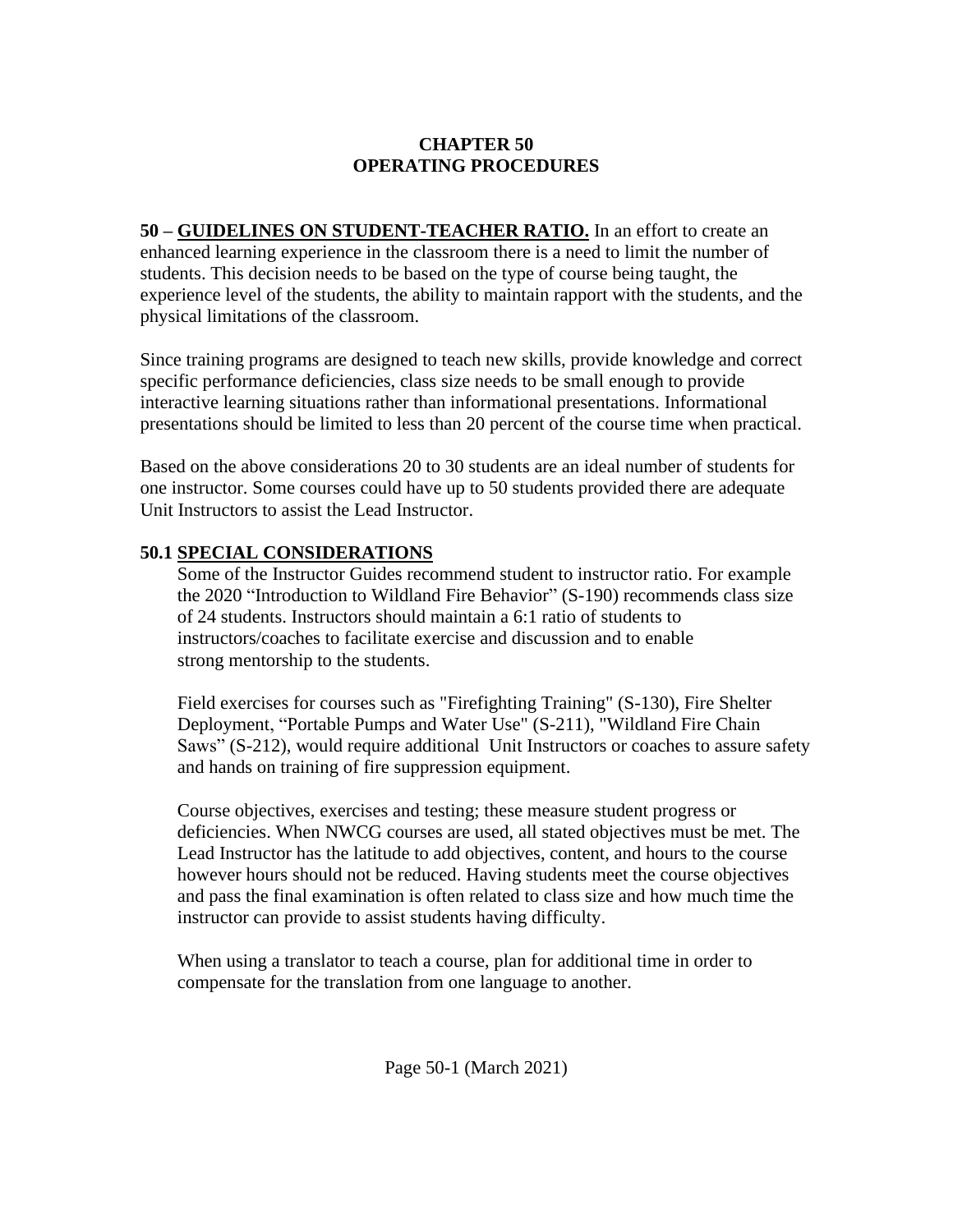# CHAPTER 50
# OPERATING PROCEDURES

**50 – GUIDELINES ON STUDENT-TEACHER RATIO.** In an effort to create an enhanced learning experience in the classroom there is a need to limit the number of students. This decision needs to be based on the type of course being taught, the experience level of the students, the ability to maintain rapport with the students, and the physical limitations of the classroom.

Since training programs are designed to teach new skills, provide knowledge and correct specific performance deficiencies, class size needs to be small enough to provide interactive learning situations rather than informational presentations. Informational presentations should be limited to less than 20 percent of the course time when practical.

Based on the above considerations 20 to 30 students are an ideal number of students for one instructor. Some courses could have up to 50 students provided there are adequate Unit Instructors to assist the Lead Instructor.

## 50.1 SPECIAL CONSIDERATIONS

Some of the Instructor Guides recommend student to instructor ratio. For example the 2020 "Introduction to Wildland Fire Behavior" (S-190) recommends class size of 24 students. Instructors should maintain a 6:1 ratio of students to instructors/coaches to facilitate exercise and discussion and to enable strong mentorship to the students.

Field exercises for courses such as "Firefighting Training" (S-130), Fire Shelter Deployment, "Portable Pumps and Water Use" (S-211), "Wildland Fire Chain Saws" (S-212), would require additional Unit Instructors or coaches to assure safety and hands on training of fire suppression equipment.

Course objectives, exercises and testing; these measure student progress or deficiencies. When NWCG courses are used, all stated objectives must be met. The Lead Instructor has the latitude to add objectives, content, and hours to the course however hours should not be reduced. Having students meet the course objectives and pass the final examination is often related to class size and how much time the instructor can provide to assist students having difficulty.

When using a translator to teach a course, plan for additional time in order to compensate for the translation from one language to another.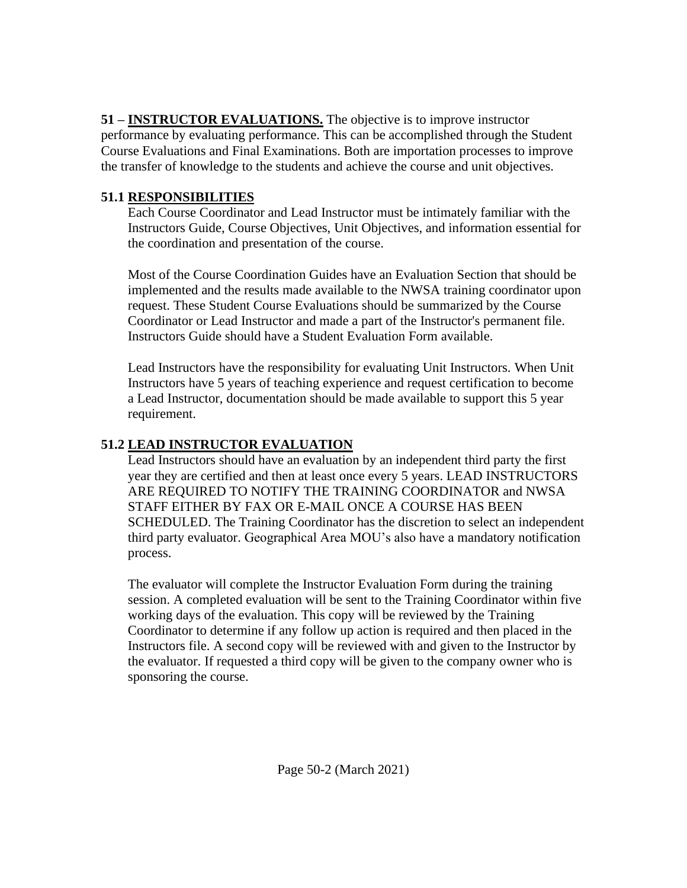**51 – INSTRUCTOR EVALUATIONS.** The objective is to improve instructor performance by evaluating performance. This can be accomplished through the Student Course Evaluations and Final Examinations. Both are importation processes to improve the transfer of knowledge to the students and achieve the course and unit objectives.

## 51.1 RESPONSIBILITIES

Each Course Coordinator and Lead Instructor must be intimately familiar with the Instructors Guide, Course Objectives, Unit Objectives, and information essential for the coordination and presentation of the course.

Most of the Course Coordination Guides have an Evaluation Section that should be implemented and the results made available to the NWSA training coordinator upon request. These Student Course Evaluations should be summarized by the Course Coordinator or Lead Instructor and made a part of the Instructor's permanent file. Instructors Guide should have a Student Evaluation Form available.

Lead Instructors have the responsibility for evaluating Unit Instructors. When Unit Instructors have 5 years of teaching experience and request certification to become a Lead Instructor, documentation should be made available to support this 5 year requirement.

## 51.2 LEAD INSTRUCTOR EVALUATION

Lead Instructors should have an evaluation by an independent third party the first year they are certified and then at least once every 5 years. LEAD INSTRUCTORS ARE REQUIRED TO NOTIFY THE TRAINING COORDINATOR and NWSA STAFF EITHER BY FAX OR E-MAIL ONCE A COURSE HAS BEEN SCHEDULED. The Training Coordinator has the discretion to select an independent third party evaluator. Geographical Area MOU's also have a mandatory notification process.

The evaluator will complete the Instructor Evaluation Form during the training session. A completed evaluation will be sent to the Training Coordinator within five working days of the evaluation. This copy will be reviewed by the Training Coordinator to determine if any follow up action is required and then placed in the Instructors file. A second copy will be reviewed with and given to the Instructor by the evaluator. If requested a third copy will be given to the company owner who is sponsoring the course.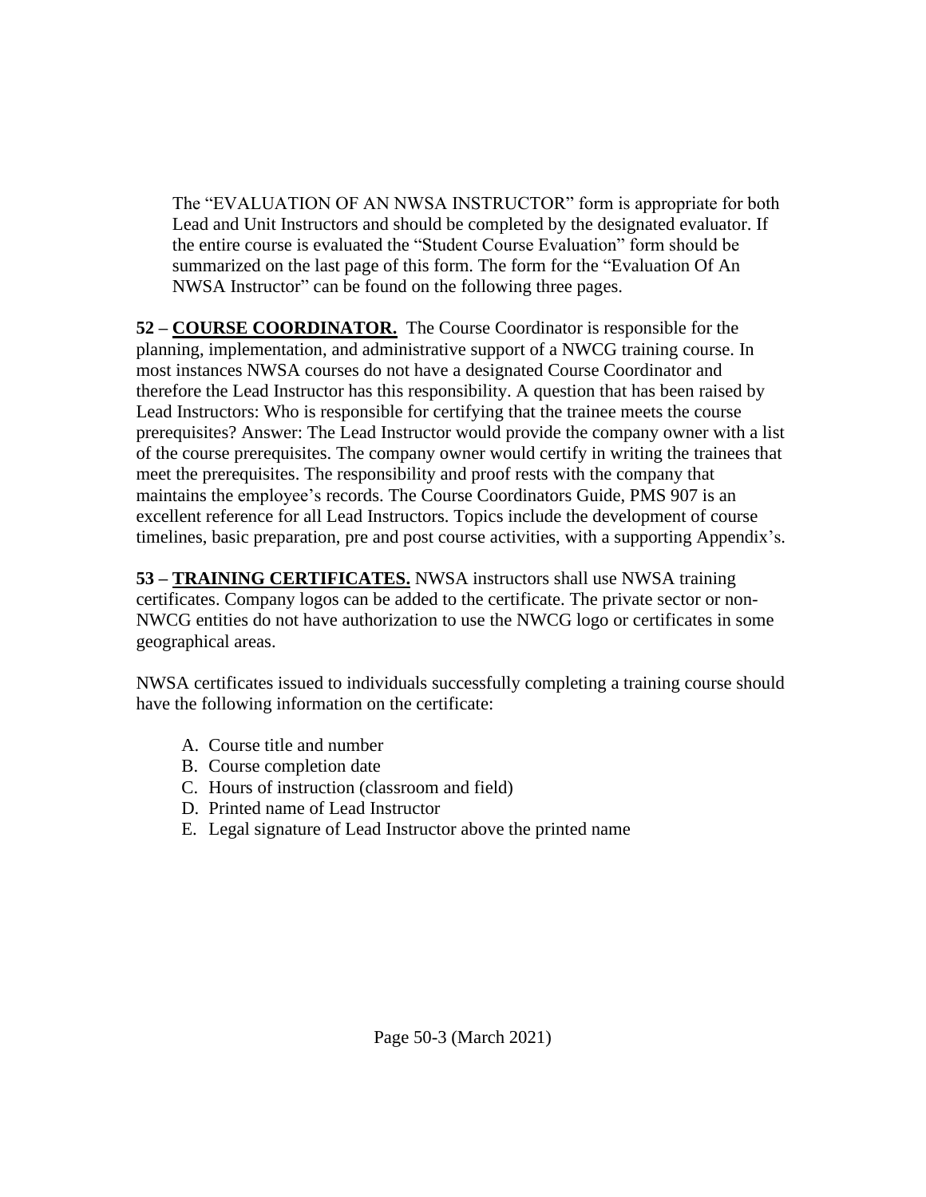The "EVALUATION OF AN NWSA INSTRUCTOR" form is appropriate for both Lead and Unit Instructors and should be completed by the designated evaluator. If the entire course is evaluated the "Student Course Evaluation" form should be summarized on the last page of this form. The form for the "Evaluation Of An NWSA Instructor" can be found on the following three pages.

**52 – <u>COURSE COORDINATOR.</u>** The Course Coordinator is responsible for the planning, implementation, and administrative support of a NWCG training course. In most instances NWSA courses do not have a designated Course Coordinator and therefore the Lead Instructor has this responsibility. A question that has been raised by Lead Instructors: Who is responsible for certifying that the trainee meets the course prerequisites? Answer: The Lead Instructor would provide the company owner with a list of the course prerequisites. The company owner would certify in writing the trainees that meet the prerequisites. The responsibility and proof rests with the company that maintains the employee's records. The Course Coordinators Guide, PMS 907 is an excellent reference for all Lead Instructors. Topics include the development of course timelines, basic preparation, pre and post course activities, with a supporting Appendix's.

**53 – <u>TRAINING CERTIFICATES.</u>** NWSA instructors shall use NWSA training certificates. Company logos can be added to the certificate. The private sector or non-NWCG entities do not have authorization to use the NWCG logo or certificates in some geographical areas.

NWSA certificates issued to individuals successfully completing a training course should have the following information on the certificate:

A. Course title and number
B. Course completion date
C. Hours of instruction (classroom and field)
D. Printed name of Lead Instructor
E. Legal signature of Lead Instructor above the printed name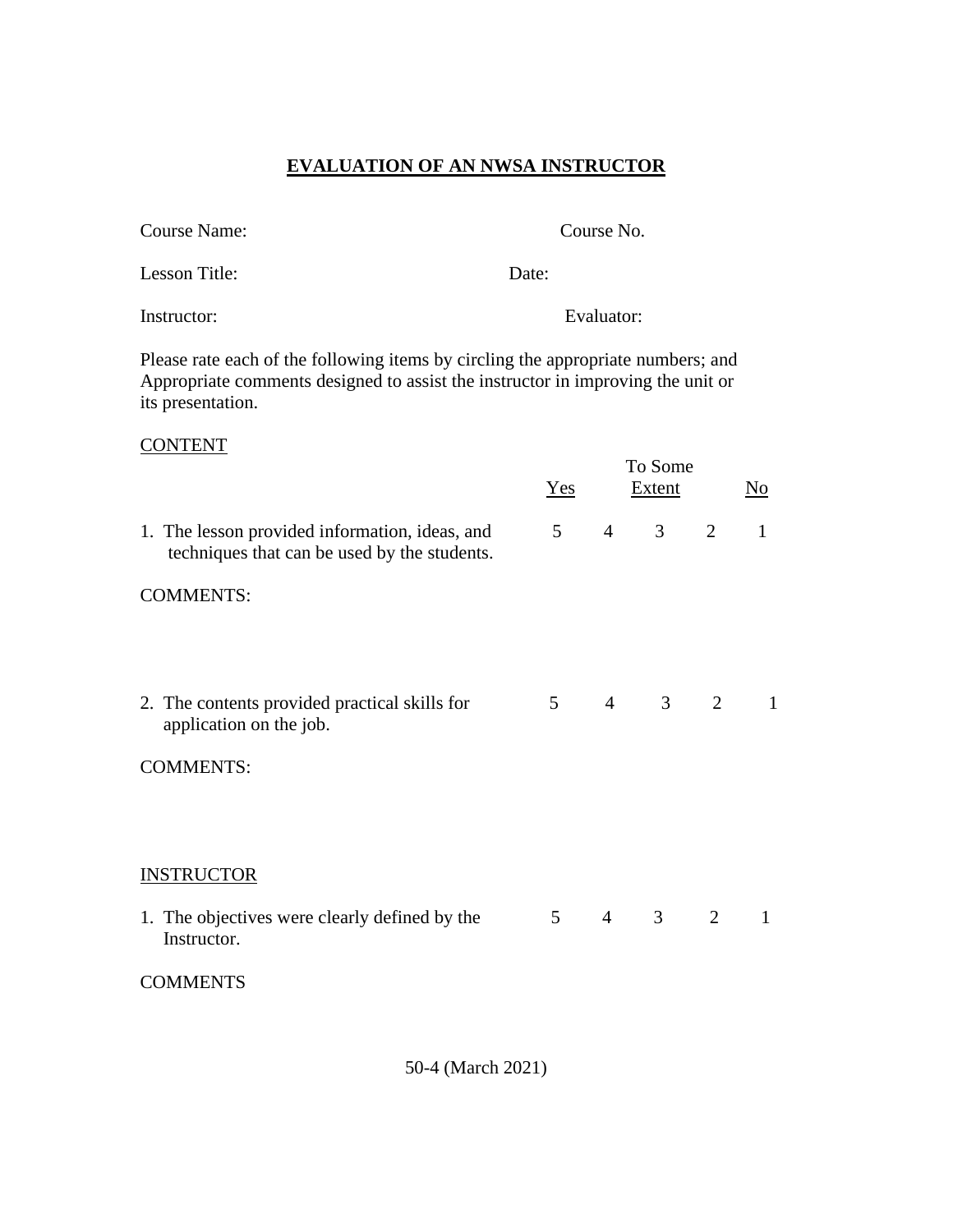# **EVALUATION OF AN NWSA INSTRUCTOR**

Course Name: Course No.

Lesson Title: Date:

Instructor: Evaluator:

Please rate each of the following items by circling the appropriate numbers; and Appropriate comments designed to assist the instructor in improving the unit or its presentation.

CONTENT

| | Yes | | To Some Extent | | No |
|---|---|---|---|---|---|
| 1. The lesson provided information, ideas, and techniques that can be used by the students. | 5 | 4 | 3 | 2 | 1 |

COMMENTS:

| | | | | | |
|---|---|---|---|---|---|
| 2. The contents provided practical skills for application on the job. | 5 | 4 | 3 | 2 | 1 |

COMMENTS:

INSTRUCTOR

| | | | | | |
|---|---|---|---|---|---|
| 1. The objectives were clearly defined by the Instructor. | 5 | 4 | 3 | 2 | 1 |

COMMENTS

50-4 (March 2021)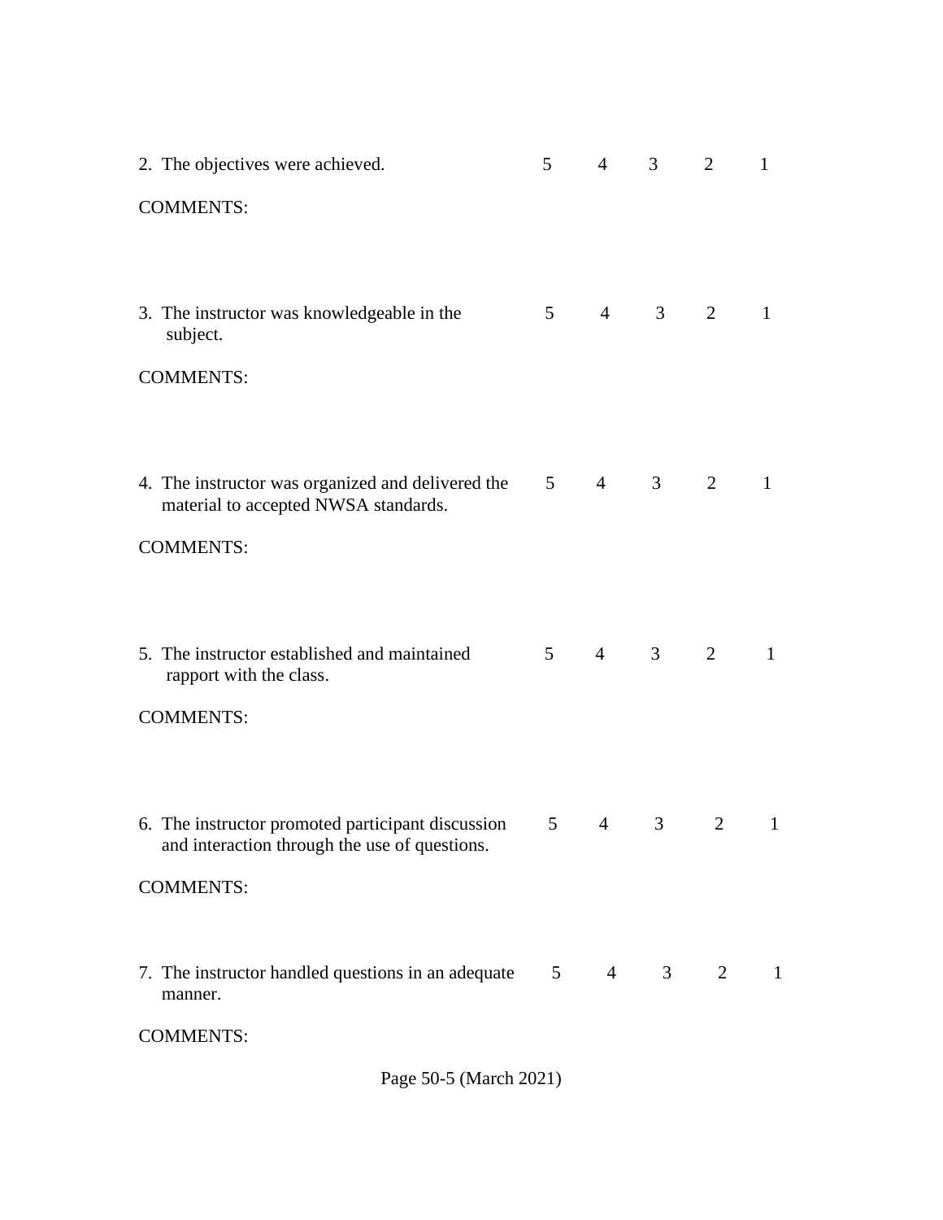2. The objectives were achieved. 5 4 3 2 1

COMMENTS:

3. The instructor was knowledgeable in the subject. 5 4 3 2 1

COMMENTS:

4. The instructor was organized and delivered the material to accepted NWSA standards. 5 4 3 2 1

COMMENTS:

5. The instructor established and maintained rapport with the class. 5 4 3 2 1

COMMENTS:

6. The instructor promoted participant discussion and interaction through the use of questions. 5 4 3 2 1

COMMENTS:

7. The instructor handled questions in an adequate manner. 5 4 3 2 1

COMMENTS: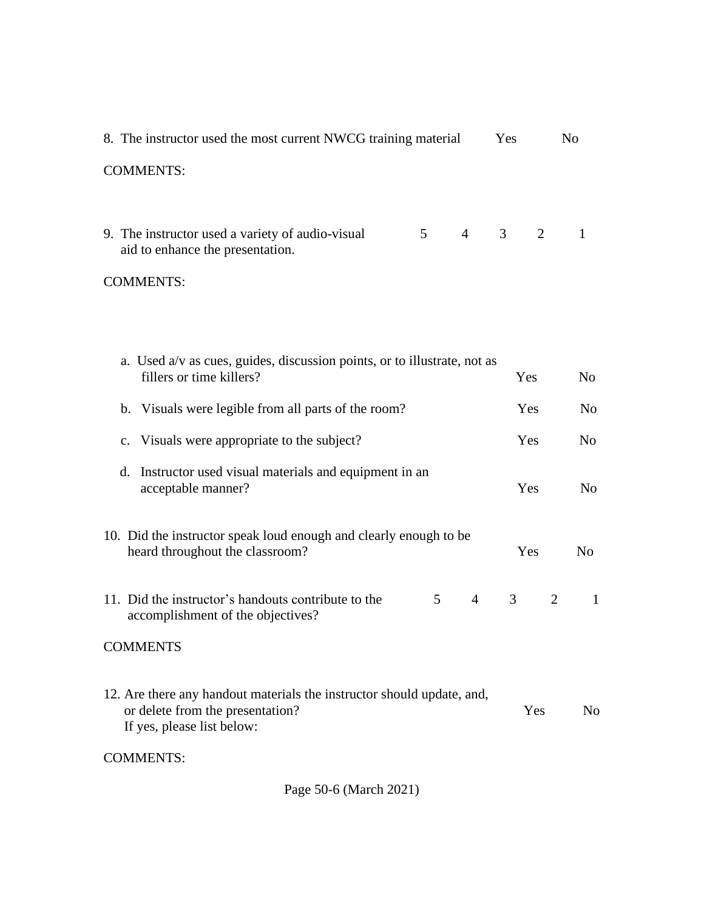8. The instructor used the most current NWCG training material Yes No

COMMENTS:

9. The instructor used a variety of audio-visual aid to enhance the presentation. 5 4 3 2 1

COMMENTS:

a. Used a/v as cues, guides, discussion points, or to illustrate, not as fillers or time killers? Yes No

b. Visuals were legible from all parts of the room? Yes No

c. Visuals were appropriate to the subject? Yes No

d. Instructor used visual materials and equipment in an acceptable manner? Yes No

10. Did the instructor speak loud enough and clearly enough to be heard throughout the classroom? Yes No

11. Did the instructor's handouts contribute to the accomplishment of the objectives? 5 4 3 2 1

COMMENTS

12. Are there any handout materials the instructor should update, and, or delete from the presentation? Yes No
If yes, please list below:

COMMENTS: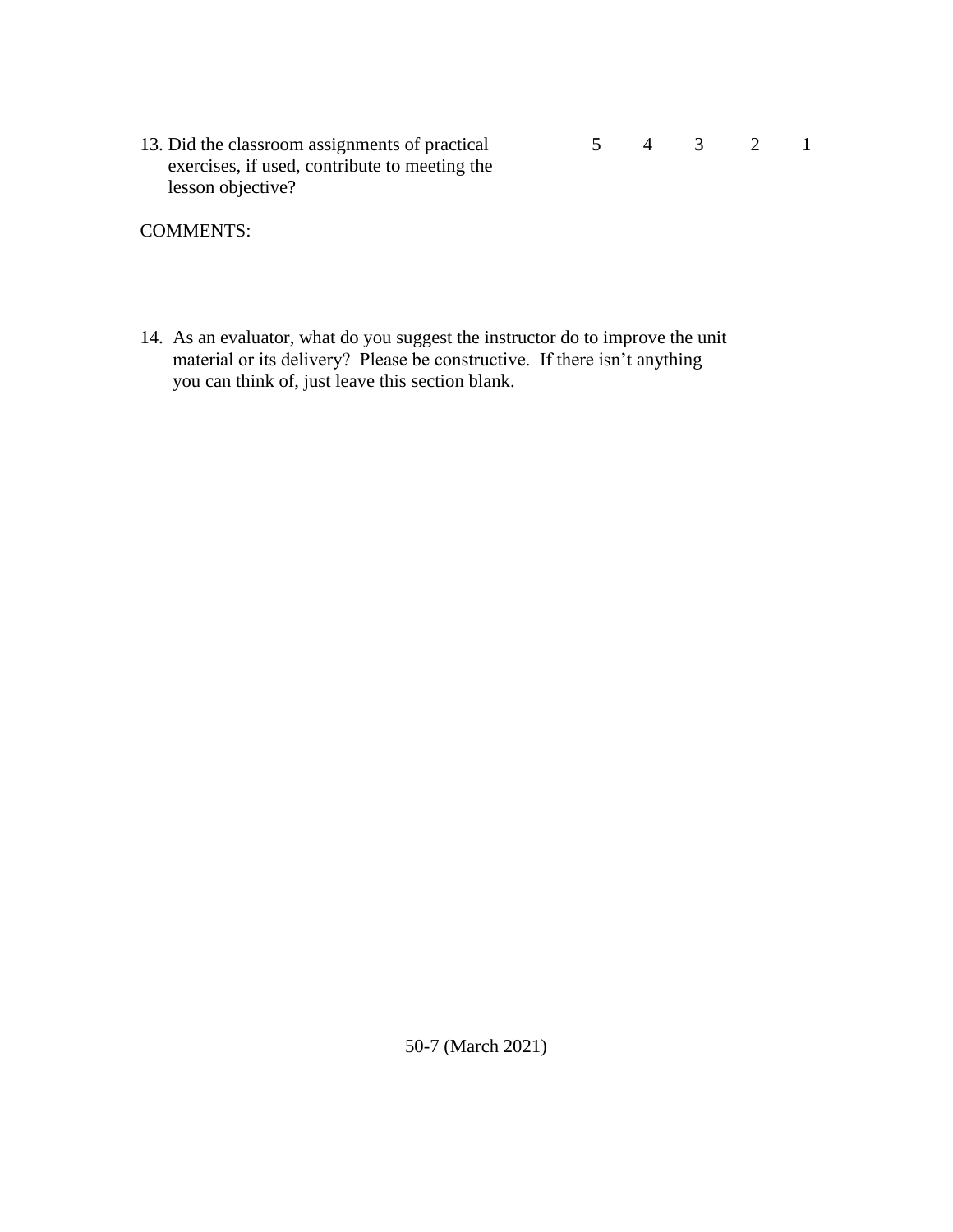13. Did the classroom assignments of practical exercises, if used, contribute to meeting the lesson objective? 5 4 3 2 1

COMMENTS:

14. As an evaluator, what do you suggest the instructor do to improve the unit material or its delivery? Please be constructive. If there isn't anything you can think of, just leave this section blank.

50-7 (March 2021)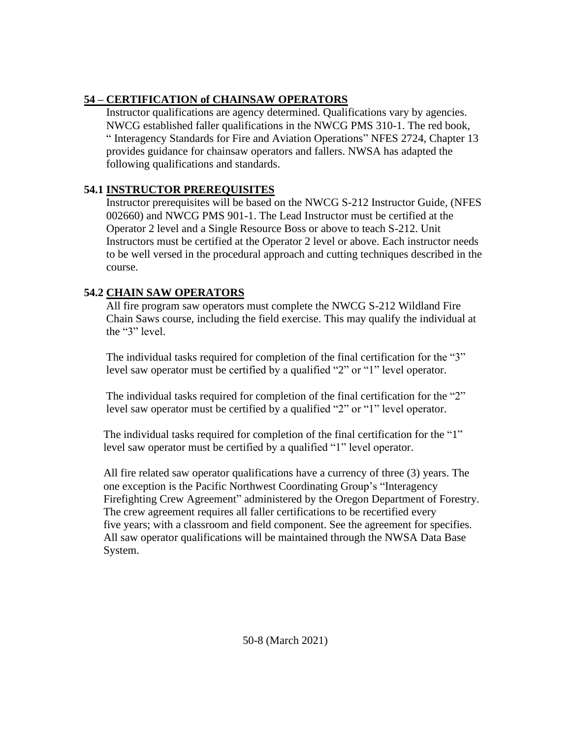## 54 – CERTIFICATION of CHAINSAW OPERATORS

Instructor qualifications are agency determined. Qualifications vary by agencies. NWCG established faller qualifications in the NWCG PMS 310-1. The red book, " Interagency Standards for Fire and Aviation Operations" NFES 2724, Chapter 13 provides guidance for chainsaw operators and fallers. NWSA has adapted the following qualifications and standards.

## 54.1 INSTRUCTOR PREREQUISITES

Instructor prerequisites will be based on the NWCG S-212 Instructor Guide, (NFES 002660) and NWCG PMS 901-1. The Lead Instructor must be certified at the Operator 2 level and a Single Resource Boss or above to teach S-212. Unit Instructors must be certified at the Operator 2 level or above. Each instructor needs to be well versed in the procedural approach and cutting techniques described in the course.

## 54.2 CHAIN SAW OPERATORS

All fire program saw operators must complete the NWCG S-212 Wildland Fire Chain Saws course, including the field exercise. This may qualify the individual at the "3" level.

The individual tasks required for completion of the final certification for the "3" level saw operator must be certified by a qualified "2" or "1" level operator.

The individual tasks required for completion of the final certification for the "2" level saw operator must be certified by a qualified "2" or "1" level operator.

The individual tasks required for completion of the final certification for the "1" level saw operator must be certified by a qualified "1" level operator.

All fire related saw operator qualifications have a currency of three (3) years. The one exception is the Pacific Northwest Coordinating Group's "Interagency Firefighting Crew Agreement" administered by the Oregon Department of Forestry. The crew agreement requires all faller certifications to be recertified every five years; with a classroom and field component. See the agreement for specifies. All saw operator qualifications will be maintained through the NWSA Data Base System.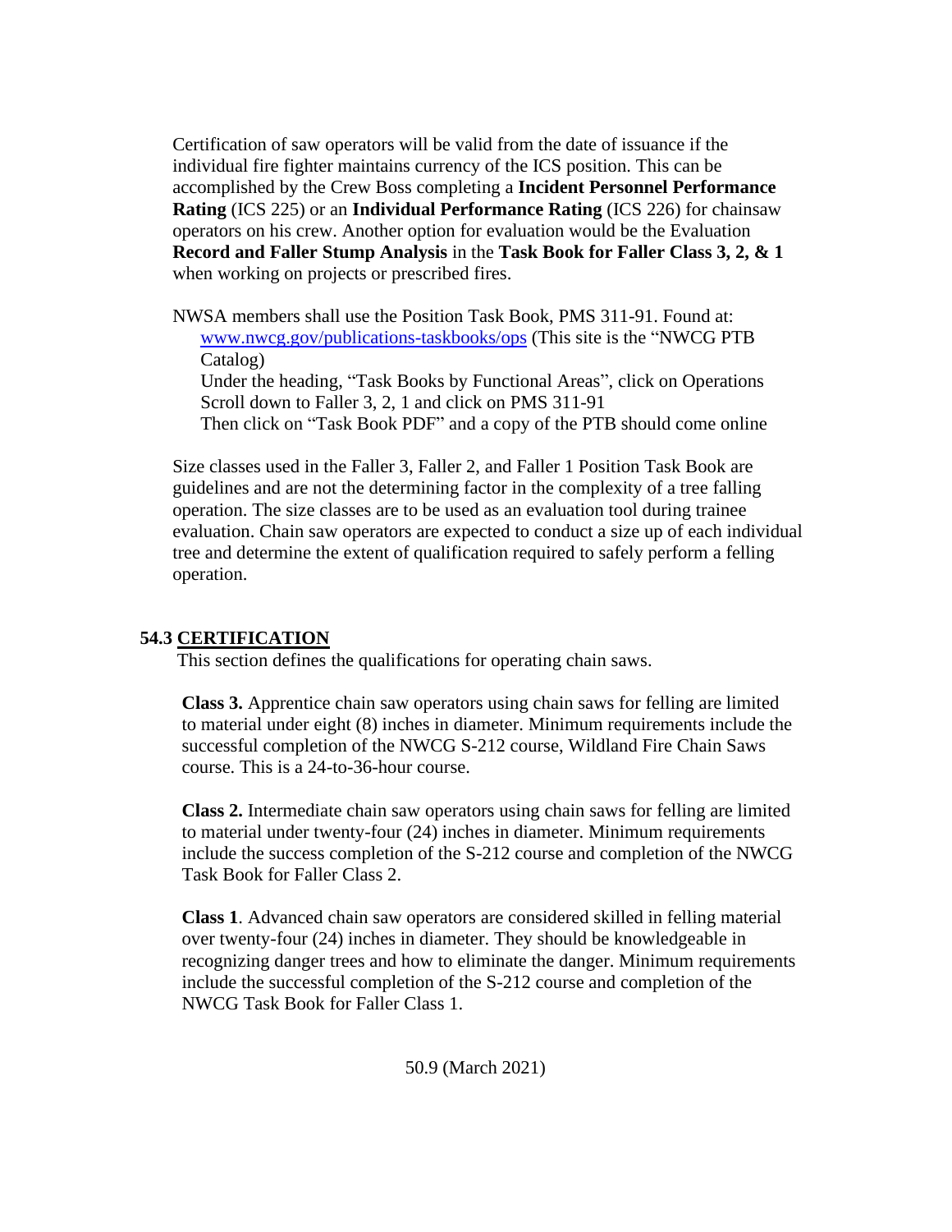Certification of saw operators will be valid from the date of issuance if the individual fire fighter maintains currency of the ICS position. This can be accomplished by the Crew Boss completing a **Incident Personnel Performance Rating** (ICS 225) or an **Individual Performance Rating** (ICS 226) for chainsaw operators on his crew. Another option for evaluation would be the Evaluation **Record and Faller Stump Analysis** in the **Task Book for Faller Class 3, 2, & 1** when working on projects or prescribed fires.

NWSA members shall use the Position Task Book, PMS 311-91. Found at:
www.nwcg.gov/publications-taskbooks/ops (This site is the "NWCG PTB Catalog)
Under the heading, "Task Books by Functional Areas", click on Operations
Scroll down to Faller 3, 2, 1 and click on PMS 311-91
Then click on "Task Book PDF" and a copy of the PTB should come online

Size classes used in the Faller 3, Faller 2, and Faller 1 Position Task Book are guidelines and are not the determining factor in the complexity of a tree falling operation. The size classes are to be used as an evaluation tool during trainee evaluation. Chain saw operators are expected to conduct a size up of each individual tree and determine the extent of qualification required to safely perform a felling operation.

## 54.3 CERTIFICATION

This section defines the qualifications for operating chain saws.

**Class 3.** Apprentice chain saw operators using chain saws for felling are limited to material under eight (8) inches in diameter. Minimum requirements include the successful completion of the NWCG S-212 course, Wildland Fire Chain Saws course. This is a 24-to-36-hour course.

**Class 2.** Intermediate chain saw operators using chain saws for felling are limited to material under twenty-four (24) inches in diameter. Minimum requirements include the success completion of the S-212 course and completion of the NWCG Task Book for Faller Class 2.

**Class 1**. Advanced chain saw operators are considered skilled in felling material over twenty-four (24) inches in diameter. They should be knowledgeable in recognizing danger trees and how to eliminate the danger. Minimum requirements include the successful completion of the S-212 course and completion of the NWCG Task Book for Faller Class 1.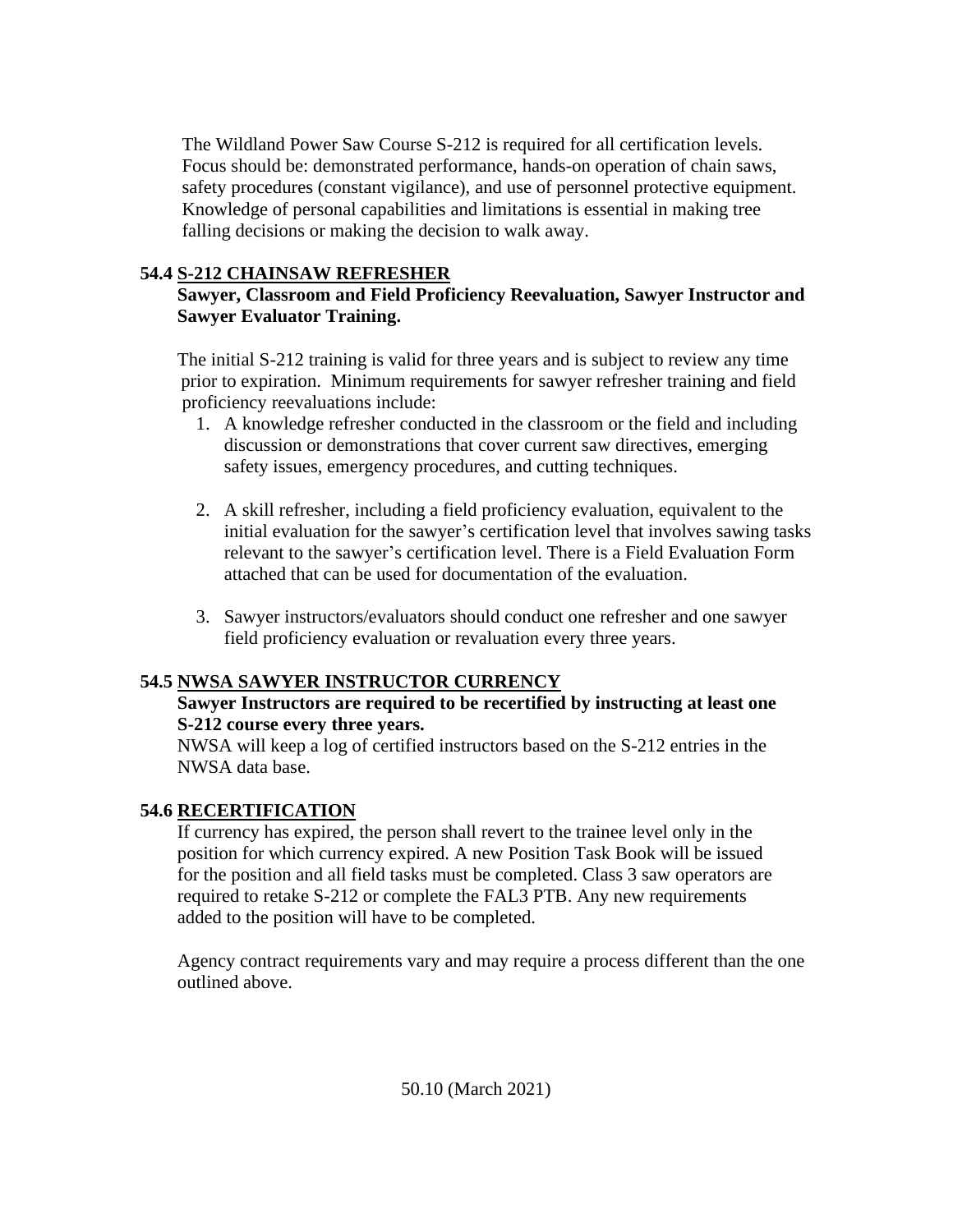The Wildland Power Saw Course S-212 is required for all certification levels. Focus should be: demonstrated performance, hands-on operation of chain saws, safety procedures (constant vigilance), and use of personnel protective equipment. Knowledge of personal capabilities and limitations is essential in making tree falling decisions or making the decision to walk away.

## 54.4 S-212 CHAINSAW REFRESHER

**Sawyer, Classroom and Field Proficiency Reevaluation, Sawyer Instructor and Sawyer Evaluator Training.**

The initial S-212 training is valid for three years and is subject to review any time prior to expiration. Minimum requirements for sawyer refresher training and field proficiency reevaluations include:

1. A knowledge refresher conducted in the classroom or the field and including discussion or demonstrations that cover current saw directives, emerging safety issues, emergency procedures, and cutting techniques.

2. A skill refresher, including a field proficiency evaluation, equivalent to the initial evaluation for the sawyer's certification level that involves sawing tasks relevant to the sawyer's certification level. There is a Field Evaluation Form attached that can be used for documentation of the evaluation.

3. Sawyer instructors/evaluators should conduct one refresher and one sawyer field proficiency evaluation or revaluation every three years.

## 54.5 NWSA SAWYER INSTRUCTOR CURRENCY

**Sawyer Instructors are required to be recertified by instructing at least one S-212 course every three years.**

NWSA will keep a log of certified instructors based on the S-212 entries in the NWSA data base.

## 54.6 RECERTIFICATION

If currency has expired, the person shall revert to the trainee level only in the position for which currency expired. A new Position Task Book will be issued for the position and all field tasks must be completed. Class 3 saw operators are required to retake S-212 or complete the FAL3 PTB. Any new requirements added to the position will have to be completed.

Agency contract requirements vary and may require a process different than the one outlined above.

50.10 (March 2021)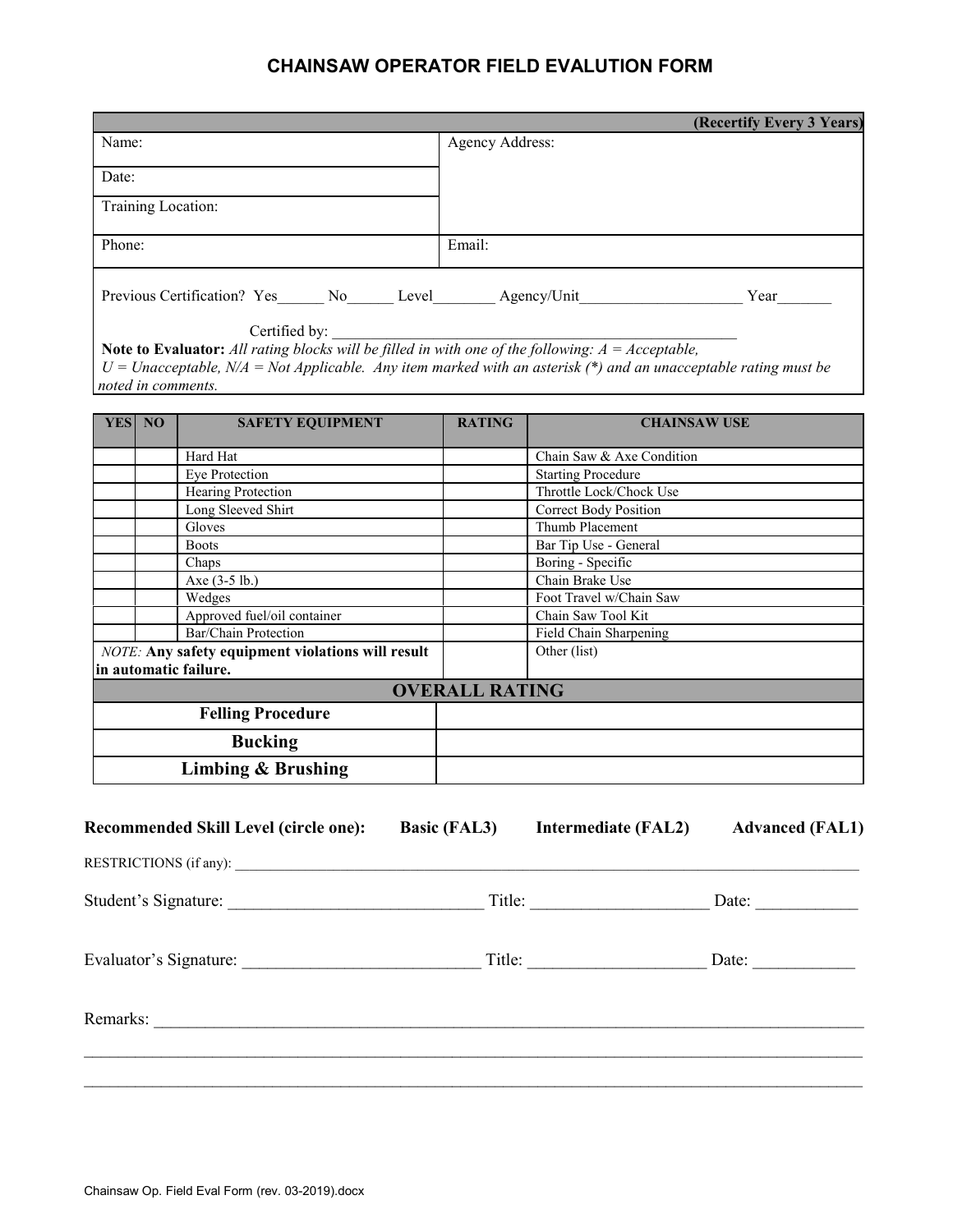# CHAINSAW OPERATOR FIELD EVALUTION FORM

| | | |
|---|---|---|
| | | **(Recertify Every 3 Years)** |
| Name: | Agency Address: | |
| Date: | | |
| Training Location: | | |
| Phone: | Email: | |

Previous Certification? Yes______ No______ Level________ Agency/Unit____________________ Year_______

Certified by: ______________________________________________________

**Note to Evaluator:** *All rating blocks will be filled in with one of the following: A = Acceptable, U = Unacceptable, N/A = Not Applicable. Any item marked with an asterisk (\*) and an unacceptable rating must be noted in comments.*

| YES | NO | SAFETY EQUIPMENT | RATING | CHAINSAW USE |
|---|---|---|---|---|
| | | Hard Hat | | Chain Saw & Axe Condition |
| | | Eye Protection | | Starting Procedure |
| | | Hearing Protection | | Throttle Lock/Chock Use |
| | | Long Sleeved Shirt | | Correct Body Position |
| | | Gloves | | Thumb Placement |
| | | Boots | | Bar Tip Use - General |
| | | Chaps | | Boring - Specific |
| | | Axe (3-5 lb.) | | Chain Brake Use |
| | | Wedges | | Foot Travel w/Chain Saw |
| | | Approved fuel/oil container | | Chain Saw Tool Kit |
| | | Bar/Chain Protection | | Field Chain Sharpening |
| *NOTE:* **Any safety equipment violations will result in automatic failure.** | | | | Other (list) |

| OVERALL RATING | |
|---|---|
| **Felling Procedure** | |
| **Bucking** | |
| **Limbing & Brushing** | |

**Recommended Skill Level (circle one):** **Basic (FAL3)** **Intermediate (FAL2)** **Advanced (FAL1)**

RESTRICTIONS (if any): ____________________________________________________________

Student's Signature: _____________________________ Title: ____________________ Date: ___________

Evaluator's Signature: ___________________________ Title: ____________________ Date: ___________

Remarks: ____________________________________________________________________________

______________________________________________________________________________________

______________________________________________________________________________________

Chainsaw Op. Field Eval Form (rev. 03-2019).docx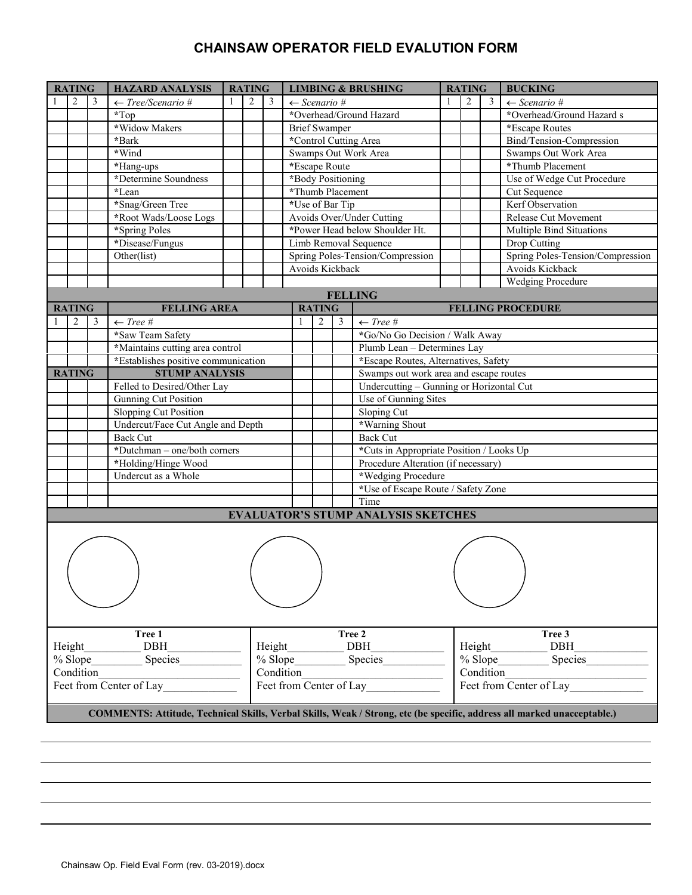# CHAINSAW OPERATOR FIELD EVALUTION FORM

| RATING | | | HAZARD ANALYSIS | RATING | | | LIMBING & BRUSHING | RATING | | | BUCKING |
|---|---|---|---|---|---|---|---|---|---|---|---|
| 1 | 2 | 3 | *← Tree/Scenario #* | 1 | 2 | 3 | *← Scenario #* | 1 | 2 | 3 | *← Scenario #* |
| | | | *Top | | | | *Overhead/Ground Hazard | | | | *Overhead/Ground Hazard s |
| | | | *Widow Makers | | | | Brief Swamper | | | | *Escape Routes |
| | | | *Bark | | | | *Control Cutting Area | | | | Bind/Tension-Compression |
| | | | *Wind | | | | Swamps Out Work Area | | | | Swamps Out Work Area |
| | | | *Hang-ups | | | | *Escape Route | | | | *Thumb Placement |
| | | | *Determine Soundness | | | | *Body Positioning | | | | Use of Wedge Cut Procedure |
| | | | *Lean | | | | *Thumb Placement | | | | Cut Sequence |
| | | | *Snag/Green Tree | | | | *Use of Bar Tip | | | | Kerf Observation |
| | | | *Root Wads/Loose Logs | | | | Avoids Over/Under Cutting | | | | Release Cut Movement |
| | | | *Spring Poles | | | | *Power Head below Shoulder Ht. | | | | Multiple Bind Situations |
| | | | *Disease/Fungus | | | | Limb Removal Sequence | | | | Drop Cutting |
| | | | Other(list) | | | | Spring Poles-Tension/Compression | | | | Spring Poles-Tension/Compression |
| | | | | | | | Avoids Kickback | | | | Avoids Kickback |
| | | | | | | | | | | | Wedging Procedure |

## FELLING

| RATING | | | FELLING AREA | RATING | | | FELLING PROCEDURE |
|---|---|---|---|---|---|---|---|
| 1 | 2 | 3 | *← Tree #* | 1 | 2 | 3 | *← Tree #* |
| | | | *Saw Team Safety | | | | *Go/No Go Decision / Walk Away |
| | | | *Maintains cutting area control | | | | Plumb Lean – Determines Lay |
| | | | *Establishes positive communication | | | | *Escape Routes, Alternatives, Safety |
| **RATING** | | | **STUMP ANALYSIS** | | | | Swamps out work area and escape routes |
| | | | Felled to Desired/Other Lay | | | | Undercutting – Gunning or Horizontal Cut |
| | | | Gunning Cut Position | | | | Use of Gunning Sites |
| | | | Slopping Cut Position | | | | Sloping Cut |
| | | | Undercut/Face Cut Angle and Depth | | | | *Warning Shout |
| | | | Back Cut | | | | Back Cut |
| | | | *Dutchman – one/both corners | | | | *Cuts in Appropriate Position / Looks Up |
| | | | *Holding/Hinge Wood | | | | Procedure Alteration (if necessary) |
| | | | Undercut as a Whole | | | | *Wedging Procedure |
| | | | | | | | *Use of Escape Route / Safety Zone |
| | | | | | | | Time |

## EVALUATOR'S STUMP ANALYSIS SKETCHES

| Tree 1 | Tree 2 | Tree 3 |
|---|---|---|
| Height__________ DBH____________ | Height__________ DBH____________ | Height__________ DBH____________ |
| % Slope_________ Species___________ | % Slope_________ Species___________ | % Slope_________ Species___________ |
| Condition_________________________ | Condition_________________________ | Condition_________________________ |
| Feet from Center of Lay_____________ | Feet from Center of Lay_____________ | Feet from Center of Lay_____________ |

**COMMENTS: Attitude, Technical Skills, Verbal Skills, Weak / Strong, etc (be specific, address all marked unacceptable.)**

_______________________________________________________________________________

_______________________________________________________________________________

_______________________________________________________________________________

_______________________________________________________________________________

_______________________________________________________________________________

Chainsaw Op. Field Eval Form (rev. 03-2019).docx